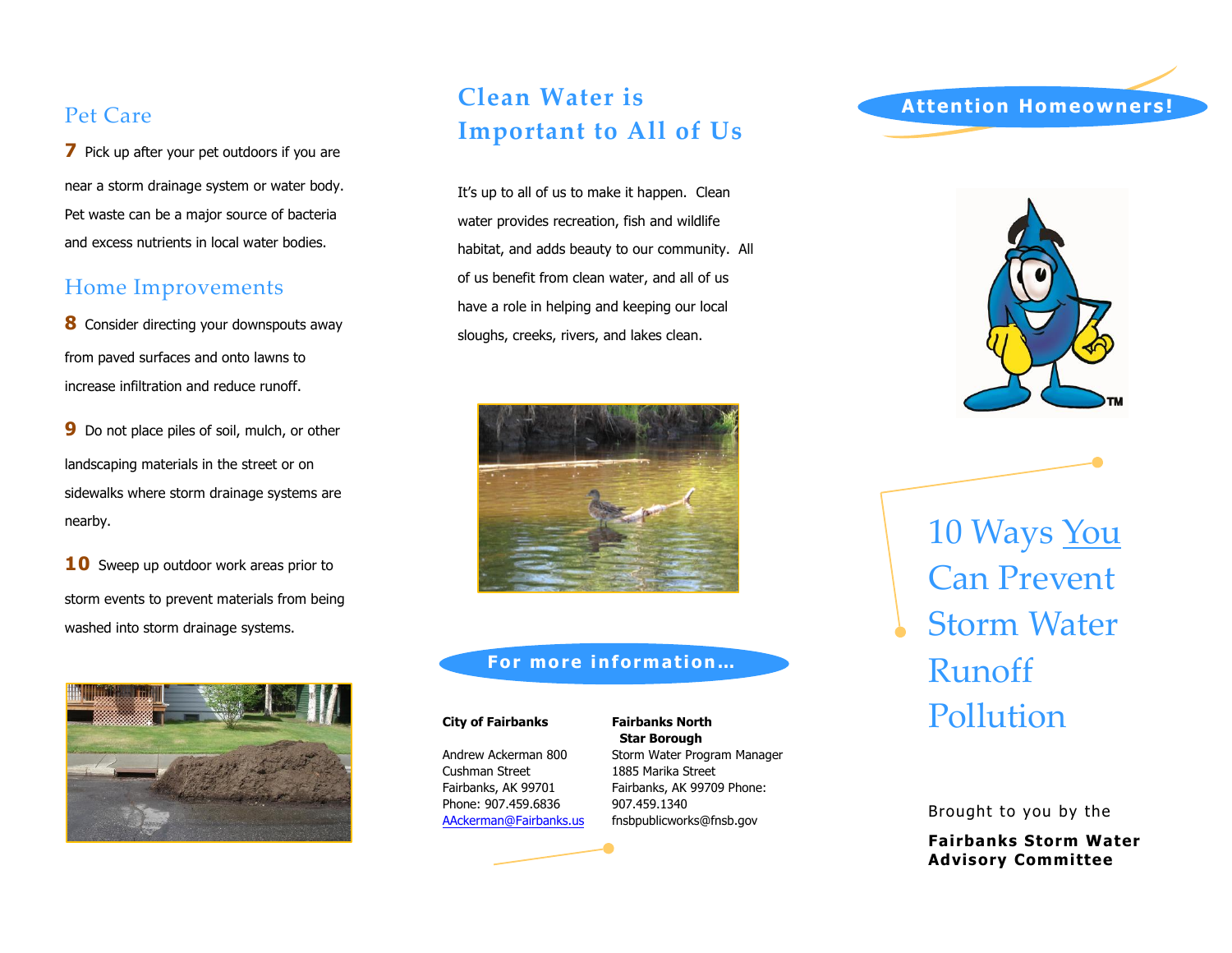## Pet Care

**7** Pick up after your pet outdoors if you are near a storm drainage system or water body. Pet waste can be a major source of bacteria and excess nutrients in local water bodies.

## Home Improvements

**8** Consider directing your downspouts away from paved surfaces and onto lawns to increase infiltration and reduce runoff.

**9** Do not place piles of soil, mulch, or other landscaping materials in the street or on sidewalks where storm drainage systems are nearby.

**10** Sweep up outdoor work areas prior to storm events to prevent materials from being washed into storm drainage systems.

## Clean Water is Important to All of Us

It's up to all of us to make it happen. Clean water provides recreation, fish and wildlife habitat, and adds beauty to our community. All of us benefit from clean water, and all of us have a role in helping and keeping our local sloughs, creeks, rivers, and lakes clean.

## For more information…

**City of Fairbanks**

Andrew Ackerman 800 Cushman Street
Fairbanks, AK 99701
Phone: 907.459.6836
AAckerman@Fairbanks.us

**Fairbanks North Star Borough**

Storm Water Program Manager
1885 Marika Street
Fairbanks, AK 99709 Phone: 907.459.1340
fnsbpublicworks@fnsb.gov

## Attention Homeowners!

# 10 Ways You Can Prevent Storm Water Runoff Pollution

Brought to you by the

**Fairbanks Storm Water Advisory Committee**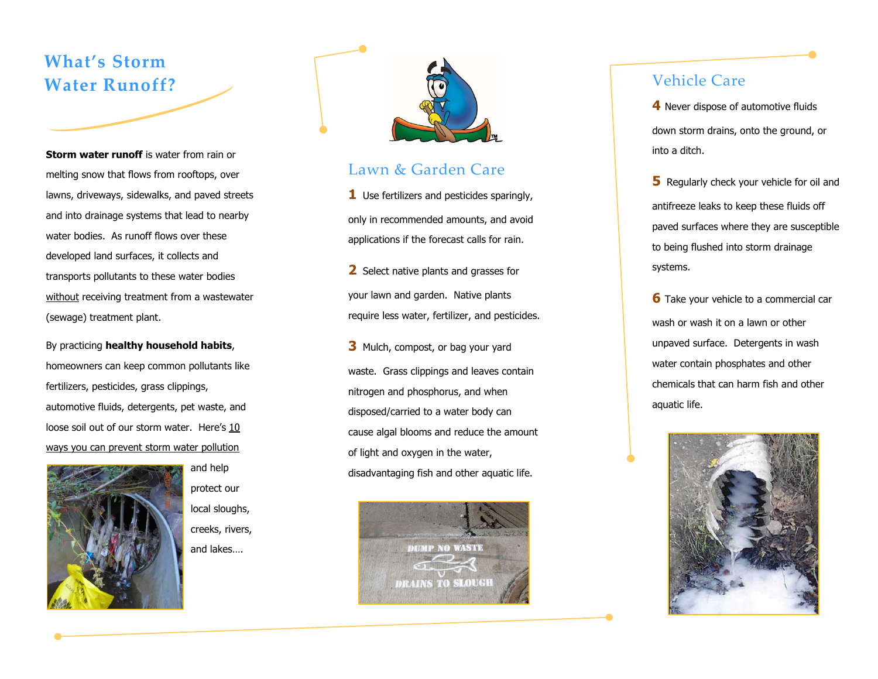## What's Storm Water Runoff?

**Storm water runoff** is water from rain or melting snow that flows from rooftops, over lawns, driveways, sidewalks, and paved streets and into drainage systems that lead to nearby water bodies. As runoff flows over these developed land surfaces, it collects and transports pollutants to these water bodies without receiving treatment from a wastewater (sewage) treatment plant.

By practicing **healthy household habits**, homeowners can keep common pollutants like fertilizers, pesticides, grass clippings, automotive fluids, detergents, pet waste, and loose soil out of our storm water. Here's 10 ways you can prevent storm water pollution and help protect our local sloughs, creeks, rivers, and lakes….

## Lawn & Garden Care

**1** Use fertilizers and pesticides sparingly, only in recommended amounts, and avoid applications if the forecast calls for rain.

**2** Select native plants and grasses for your lawn and garden. Native plants require less water, fertilizer, and pesticides.

**3** Mulch, compost, or bag your yard waste. Grass clippings and leaves contain nitrogen and phosphorus, and when disposed/carried to a water body can cause algal blooms and reduce the amount of light and oxygen in the water, disadvantaging fish and other aquatic life.

DUMP NO WASTE

DRAINS TO SLOUGH

## Vehicle Care

**4** Never dispose of automotive fluids down storm drains, onto the ground, or into a ditch.

**5** Regularly check your vehicle for oil and antifreeze leaks to keep these fluids off paved surfaces where they are susceptible to being flushed into storm drainage systems.

**6** Take your vehicle to a commercial car wash or wash it on a lawn or other unpaved surface. Detergents in wash water contain phosphates and other chemicals that can harm fish and other aquatic life.